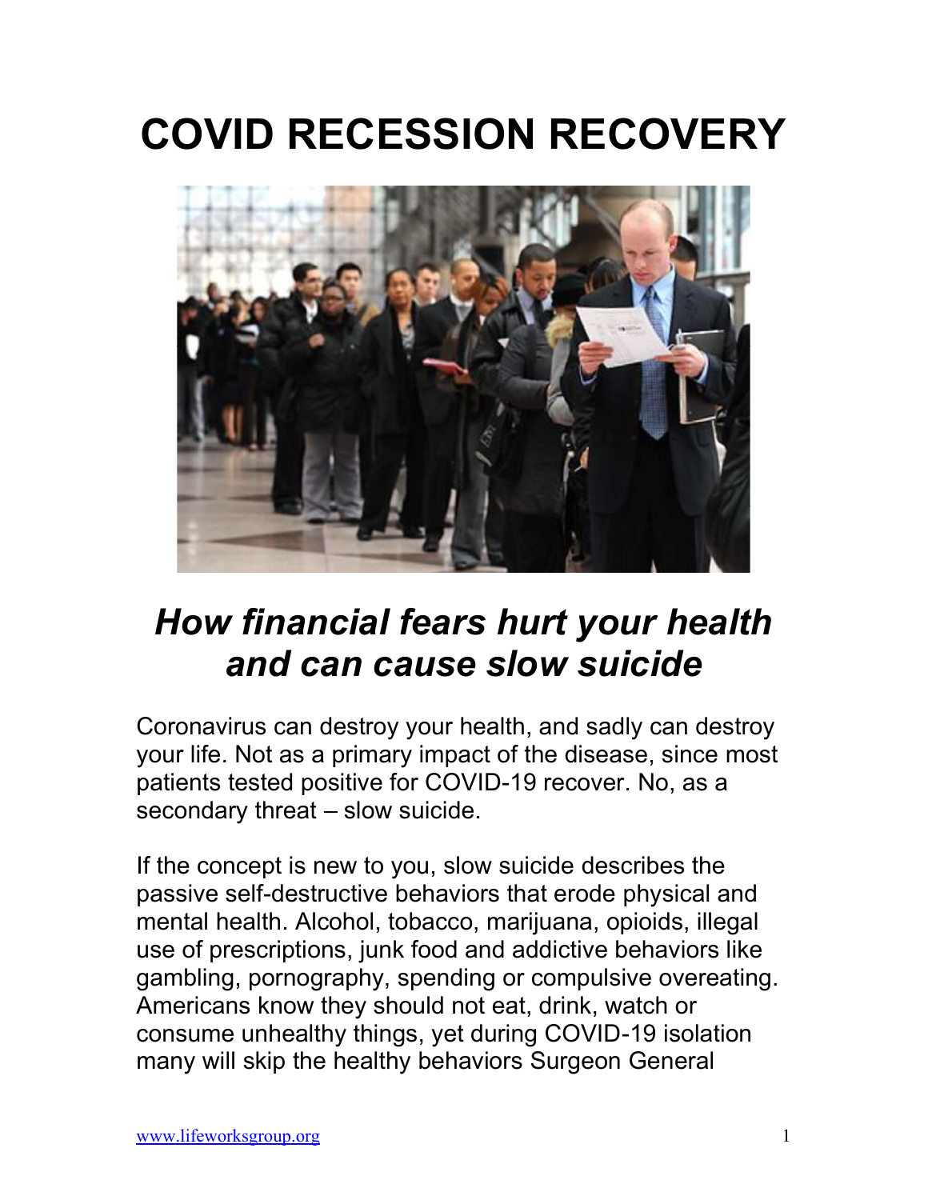# COVID RECESSION RECOVERY

## *How financial fears hurt your health and can cause slow suicide*

Coronavirus can destroy your health, and sadly can destroy your life. Not as a primary impact of the disease, since most patients tested positive for COVID-19 recover. No, as a secondary threat – slow suicide.

If the concept is new to you, slow suicide describes the passive self-destructive behaviors that erode physical and mental health. Alcohol, tobacco, marijuana, opioids, illegal use of prescriptions, junk food and addictive behaviors like gambling, pornography, spending or compulsive overeating. Americans know they should not eat, drink, watch or consume unhealthy things, yet during COVID-19 isolation many will skip the healthy behaviors Surgeon General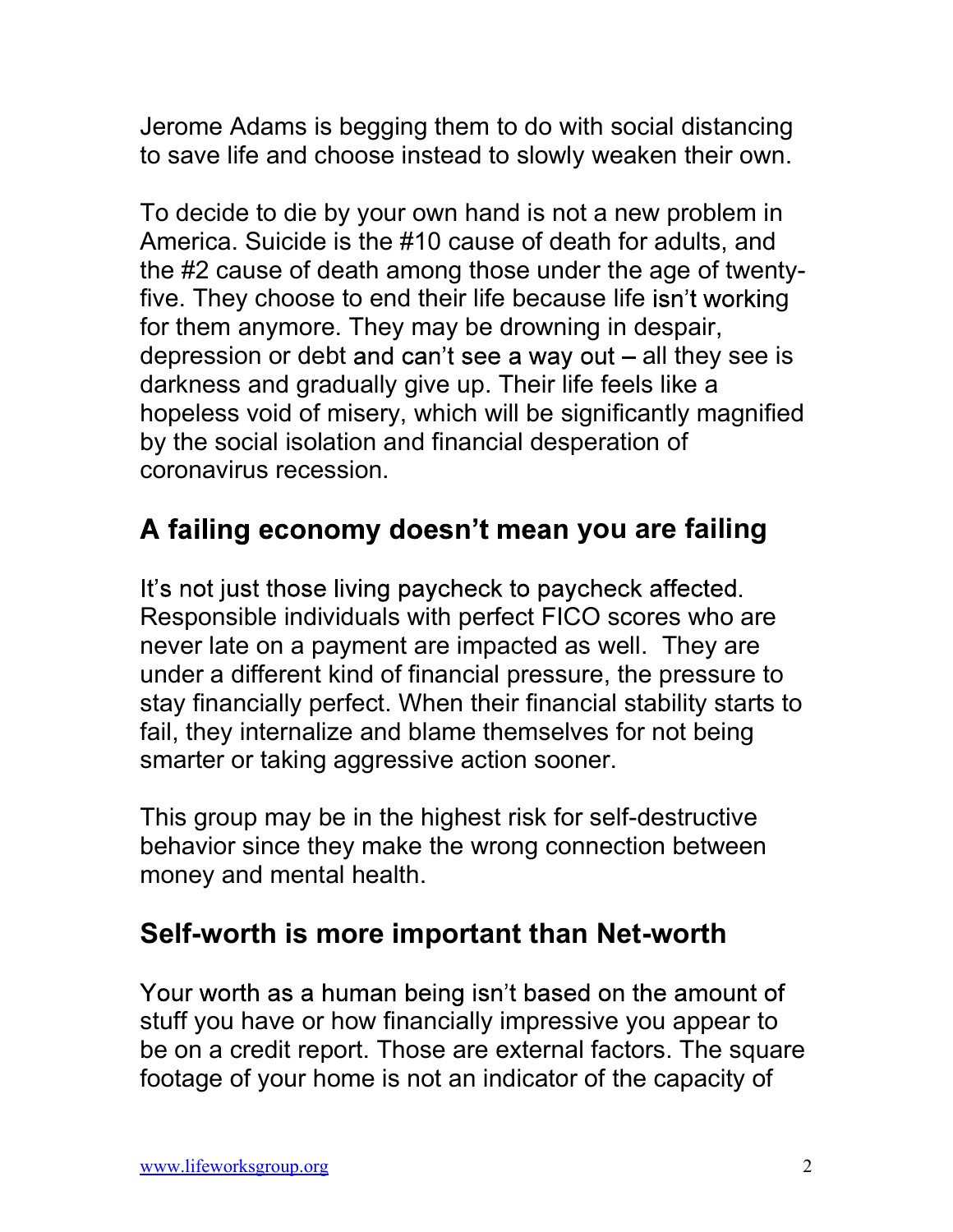Jerome Adams is begging them to do with social distancing to save life and choose instead to slowly weaken their own.

To decide to die by your own hand is not a new problem in America. Suicide is the #10 cause of death for adults, and the #2 cause of death among those under the age of twenty-five. They choose to end their life because life isn't working for them anymore. They may be drowning in despair, depression or debt and can't see a way out – all they see is darkness and gradually give up. Their life feels like a hopeless void of misery, which will be significantly magnified by the social isolation and financial desperation of coronavirus recession.

## A failing economy doesn't mean you are failing

It's not just those living paycheck to paycheck affected. Responsible individuals with perfect FICO scores who are never late on a payment are impacted as well. They are under a different kind of financial pressure, the pressure to stay financially perfect. When their financial stability starts to fail, they internalize and blame themselves for not being smarter or taking aggressive action sooner.

This group may be in the highest risk for self-destructive behavior since they make the wrong connection between money and mental health.

## Self-worth is more important than Net-worth

Your worth as a human being isn't based on the amount of stuff you have or how financially impressive you appear to be on a credit report. Those are external factors. The square footage of your home is not an indicator of the capacity of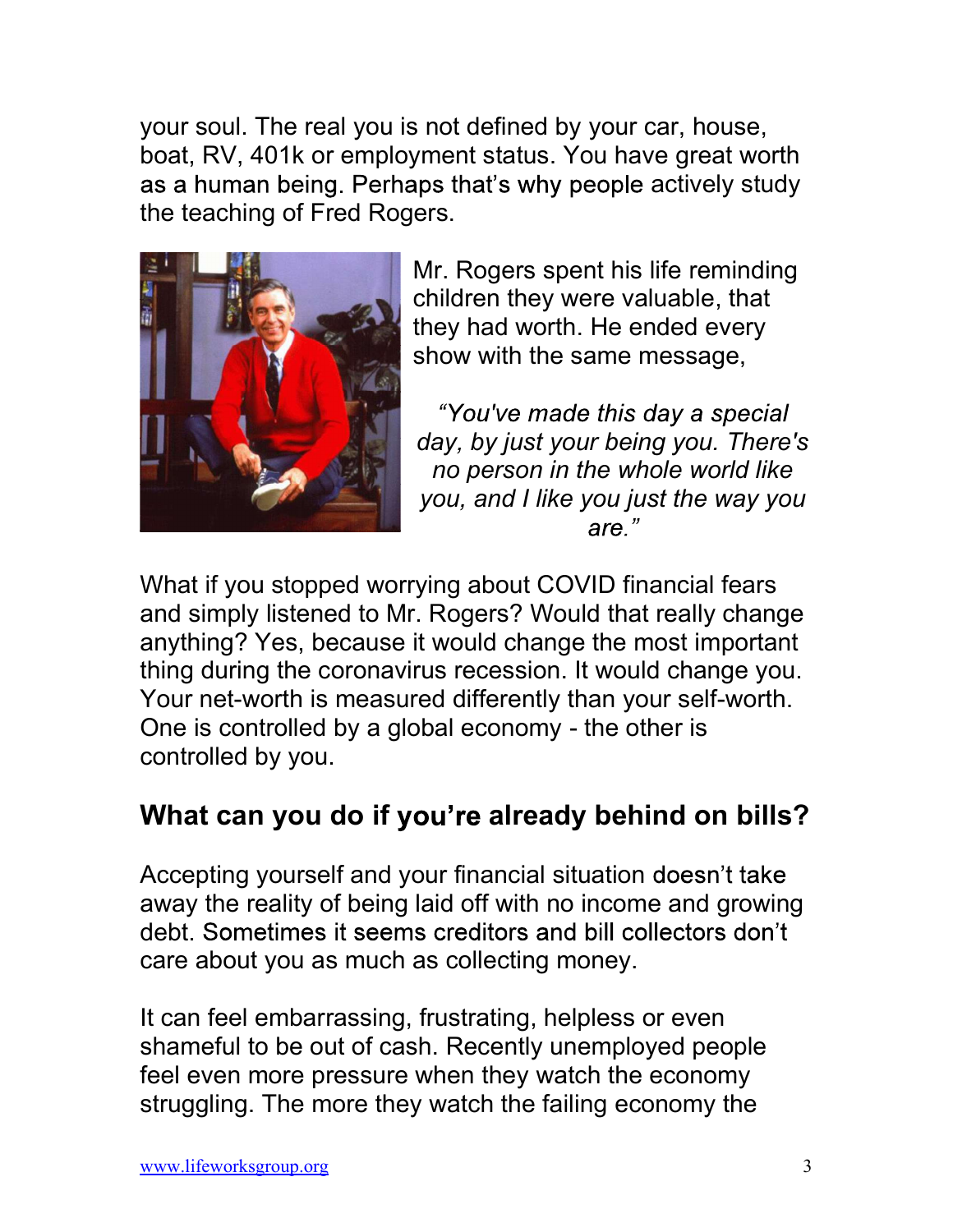your soul. The real you is not defined by your car, house, boat, RV, 401k or employment status. You have great worth as a human being. Perhaps that's why people actively study the teaching of Fred Rogers.

Mr. Rogers spent his life reminding children they were valuable, that they had worth. He ended every show with the same message,

*"You've made this day a special day, by just your being you. There's no person in the whole world like you, and I like you just the way you are."*

What if you stopped worrying about COVID financial fears and simply listened to Mr. Rogers? Would that really change anything? Yes, because it would change the most important thing during the coronavirus recession. It would change you. Your net-worth is measured differently than your self-worth. One is controlled by a global economy - the other is controlled by you.

## What can you do if you're already behind on bills?

Accepting yourself and your financial situation doesn't take away the reality of being laid off with no income and growing debt. Sometimes it seems creditors and bill collectors don't care about you as much as collecting money.

It can feel embarrassing, frustrating, helpless or even shameful to be out of cash. Recently unemployed people feel even more pressure when they watch the economy struggling. The more they watch the failing economy the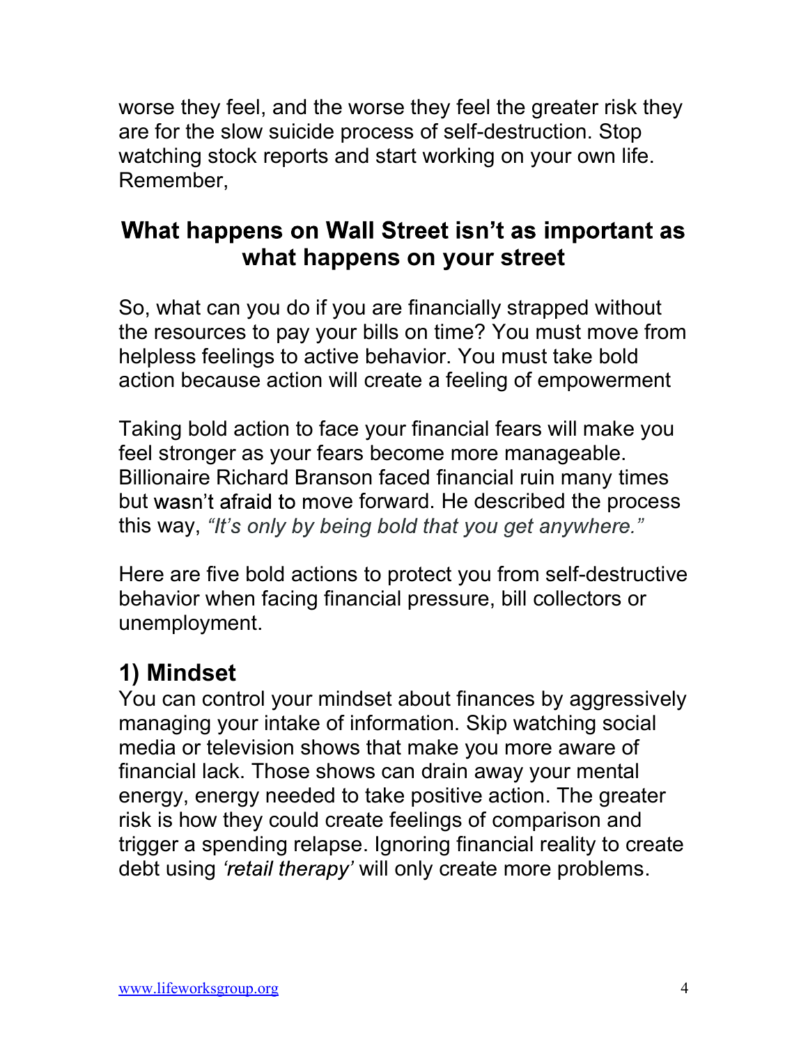worse they feel, and the worse they feel the greater risk they are for the slow suicide process of self-destruction. Stop watching stock reports and start working on your own life. Remember,

**What happens on Wall Street isn't as important as what happens on your street**

So, what can you do if you are financially strapped without the resources to pay your bills on time? You must move from helpless feelings to active behavior. You must take bold action because action will create a feeling of empowerment

Taking bold action to face your financial fears will make you feel stronger as your fears become more manageable. Billionaire Richard Branson faced financial ruin many times but wasn't afraid to move forward. He described the process this way, *"It's only by being bold that you get anywhere."*

Here are five bold actions to protect you from self-destructive behavior when facing financial pressure, bill collectors or unemployment.

## 1) Mindset

You can control your mindset about finances by aggressively managing your intake of information. Skip watching social media or television shows that make you more aware of financial lack. Those shows can drain away your mental energy, energy needed to take positive action. The greater risk is how they could create feelings of comparison and trigger a spending relapse. Ignoring financial reality to create debt using *'retail therapy'* will only create more problems.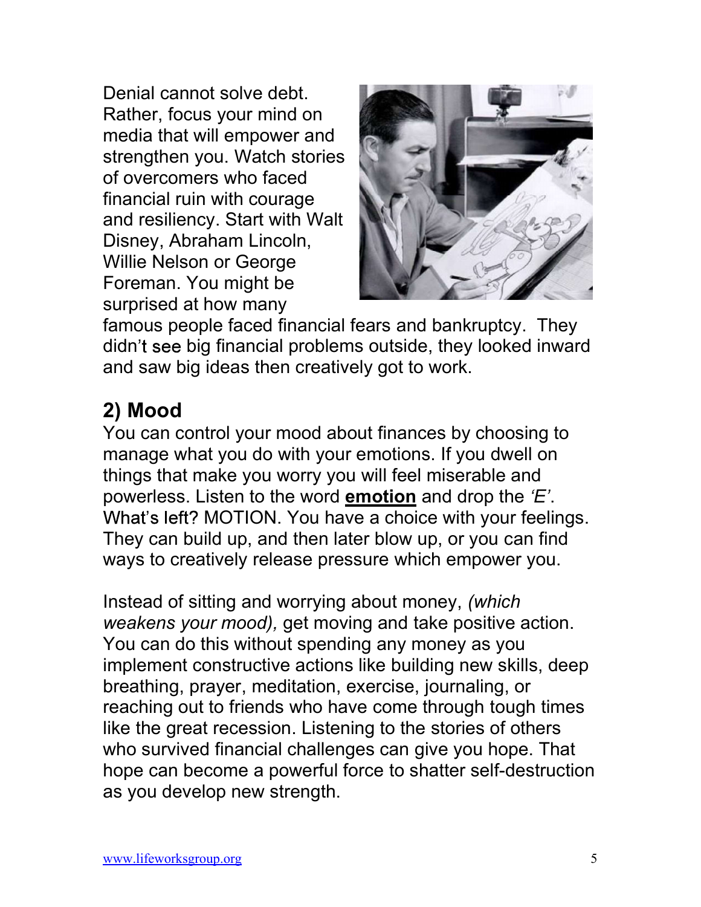Denial cannot solve debt. Rather, focus your mind on media that will empower and strengthen you. Watch stories of overcomers who faced financial ruin with courage and resiliency. Start with Walt Disney, Abraham Lincoln, Willie Nelson or George Foreman. You might be surprised at how many famous people faced financial fears and bankruptcy. They didn't see big financial problems outside, they looked inward and saw big ideas then creatively got to work.

## 2) Mood

You can control your mood about finances by choosing to manage what you do with your emotions. If you dwell on things that make you worry you will feel miserable and powerless. Listen to the word **emotion** and drop the *'E'*. What's left? MOTION. You have a choice with your feelings. They can build up, and then later blow up, or you can find ways to creatively release pressure which empower you.

Instead of sitting and worrying about money, *(which weakens your mood),* get moving and take positive action. You can do this without spending any money as you implement constructive actions like building new skills, deep breathing, prayer, meditation, exercise, journaling, or reaching out to friends who have come through tough times like the great recession. Listening to the stories of others who survived financial challenges can give you hope. That hope can become a powerful force to shatter self-destruction as you develop new strength.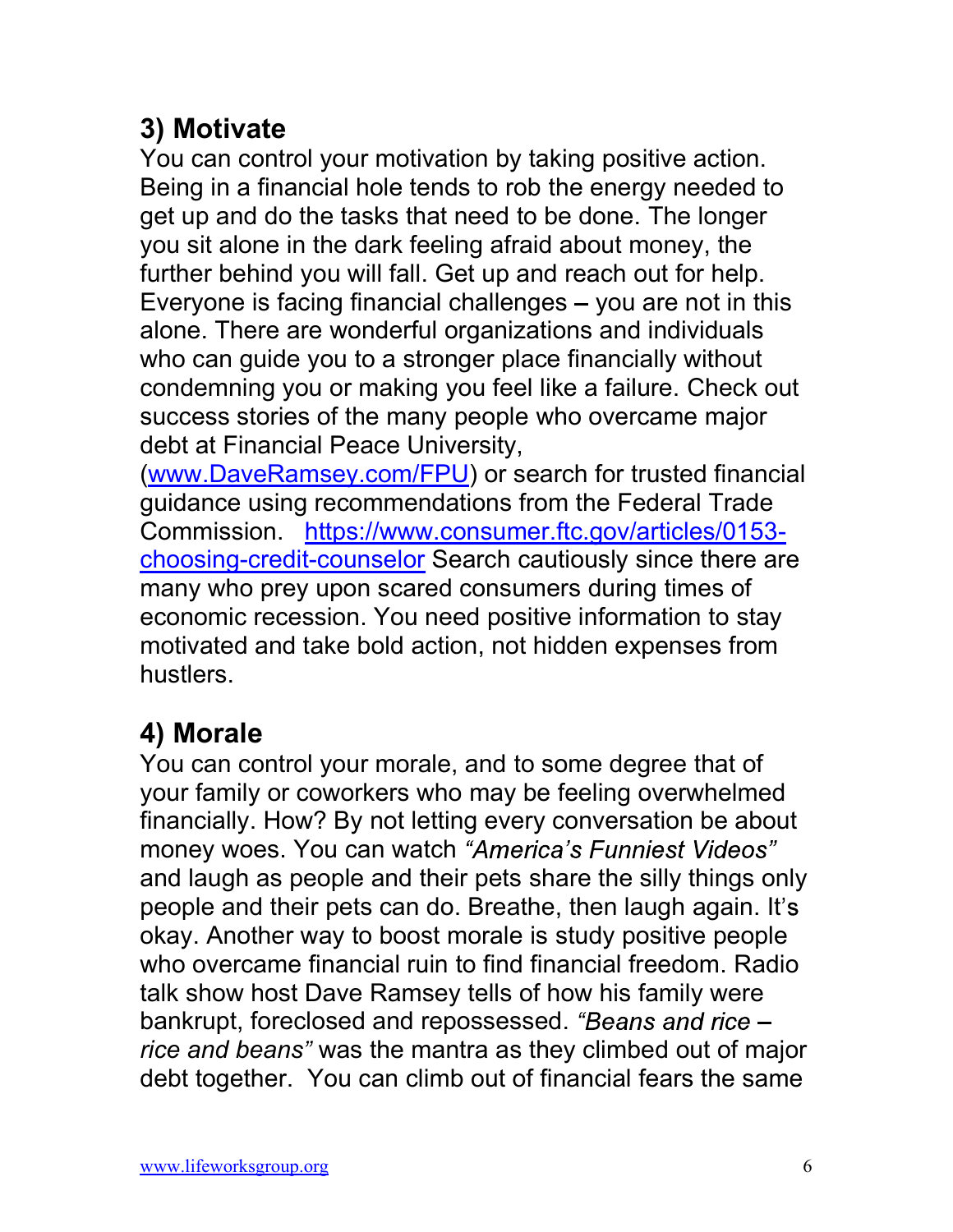## 3) Motivate

You can control your motivation by taking positive action. Being in a financial hole tends to rob the energy needed to get up and do the tasks that need to be done. The longer you sit alone in the dark feeling afraid about money, the further behind you will fall. Get up and reach out for help. Everyone is facing financial challenges – you are not in this alone. There are wonderful organizations and individuals who can guide you to a stronger place financially without condemning you or making you feel like a failure. Check out success stories of the many people who overcame major debt at Financial Peace University, ([www.DaveRamsey.com/FPU](http://www.DaveRamsey.com/FPU)) or search for trusted financial guidance using recommendations from the Federal Trade Commission. [https://www.consumer.ftc.gov/articles/0153-choosing-credit-counselor](https://www.consumer.ftc.gov/articles/0153-choosing-credit-counselor) Search cautiously since there are many who prey upon scared consumers during times of economic recession. You need positive information to stay motivated and take bold action, not hidden expenses from hustlers.

## 4) Morale

You can control your morale, and to some degree that of your family or coworkers who may be feeling overwhelmed financially. How? By not letting every conversation be about money woes. You can watch *"America's Funniest Videos"* and laugh as people and their pets share the silly things only people and their pets can do. Breathe, then laugh again. It's okay. Another way to boost morale is study positive people who overcame financial ruin to find financial freedom. Radio talk show host Dave Ramsey tells of how his family were bankrupt, foreclosed and repossessed. *"Beans and rice – rice and beans"* was the mantra as they climbed out of major debt together. You can climb out of financial fears the same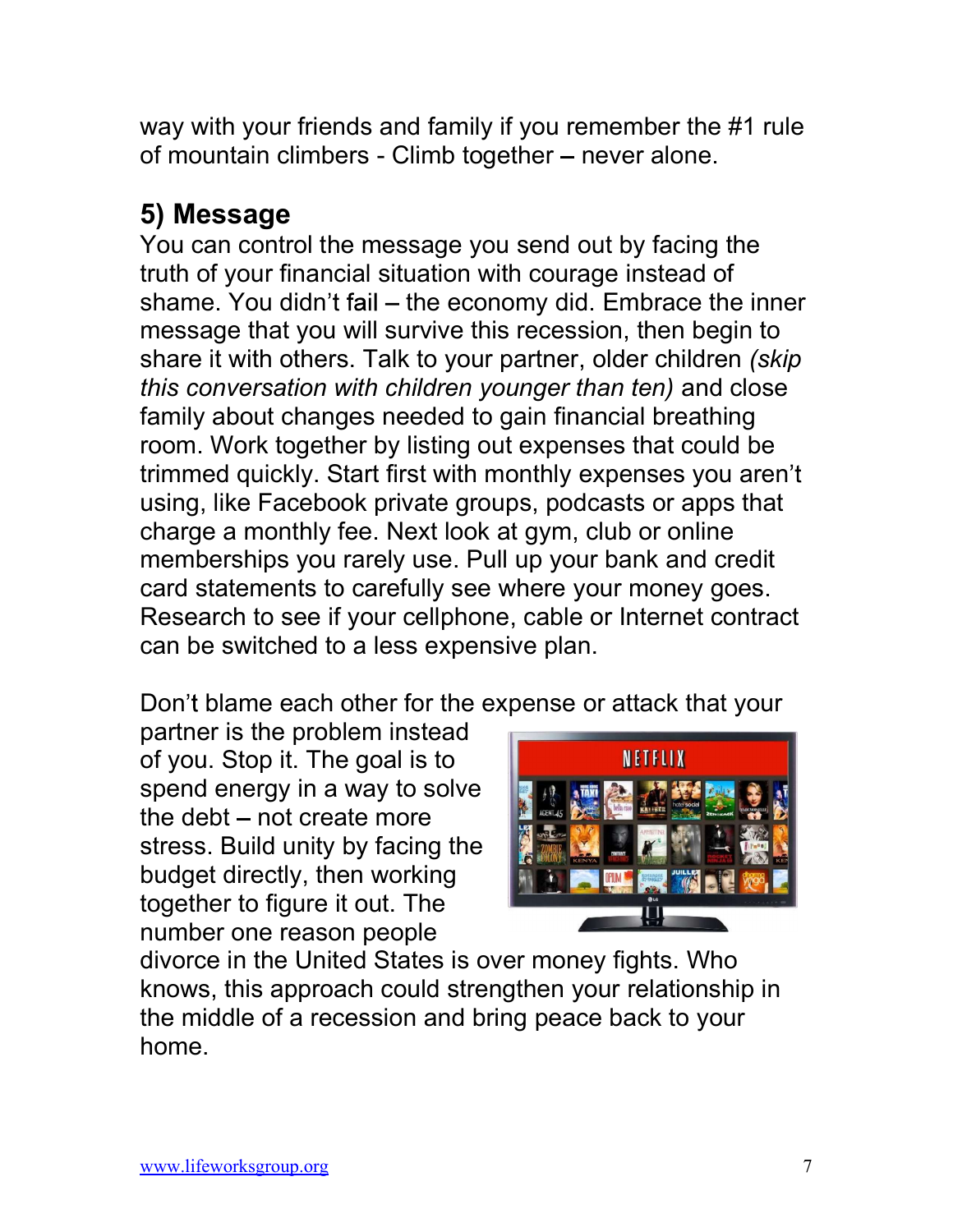way with your friends and family if you remember the #1 rule of mountain climbers - Climb together – never alone.

## 5) Message

You can control the message you send out by facing the truth of your financial situation with courage instead of shame. You didn't fail – the economy did. Embrace the inner message that you will survive this recession, then begin to share it with others. Talk to your partner, older children *(skip this conversation with children younger than ten)* and close family about changes needed to gain financial breathing room. Work together by listing out expenses that could be trimmed quickly. Start first with monthly expenses you aren't using, like Facebook private groups, podcasts or apps that charge a monthly fee. Next look at gym, club or online memberships you rarely use. Pull up your bank and credit card statements to carefully see where your money goes. Research to see if your cellphone, cable or Internet contract can be switched to a less expensive plan.

Don't blame each other for the expense or attack that your partner is the problem instead of you. Stop it. The goal is to spend energy in a way to solve the debt – not create more stress. Build unity by facing the budget directly, then working together to figure it out. The number one reason people divorce in the United States is over money fights. Who knows, this approach could strengthen your relationship in the middle of a recession and bring peace back to your home.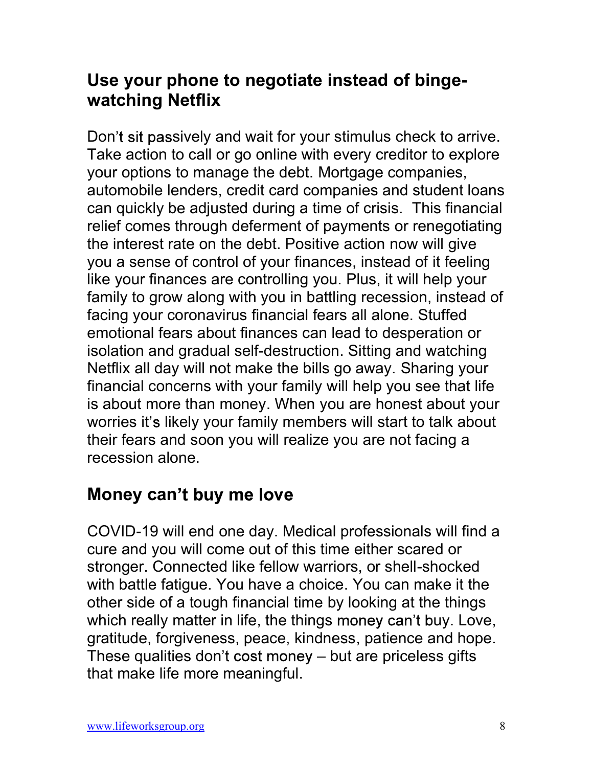## Use your phone to negotiate instead of binge-watching Netflix

Don't sit passively and wait for your stimulus check to arrive. Take action to call or go online with every creditor to explore your options to manage the debt. Mortgage companies, automobile lenders, credit card companies and student loans can quickly be adjusted during a time of crisis. This financial relief comes through deferment of payments or renegotiating the interest rate on the debt. Positive action now will give you a sense of control of your finances, instead of it feeling like your finances are controlling you. Plus, it will help your family to grow along with you in battling recession, instead of facing your coronavirus financial fears all alone. Stuffed emotional fears about finances can lead to desperation or isolation and gradual self-destruction. Sitting and watching Netflix all day will not make the bills go away. Sharing your financial concerns with your family will help you see that life is about more than money. When you are honest about your worries it's likely your family members will start to talk about their fears and soon you will realize you are not facing a recession alone.

## Money can't buy me love

COVID-19 will end one day. Medical professionals will find a cure and you will come out of this time either scared or stronger. Connected like fellow warriors, or shell-shocked with battle fatigue. You have a choice. You can make it the other side of a tough financial time by looking at the things which really matter in life, the things money can't buy. Love, gratitude, forgiveness, peace, kindness, patience and hope. These qualities don't cost money – but are priceless gifts that make life more meaningful.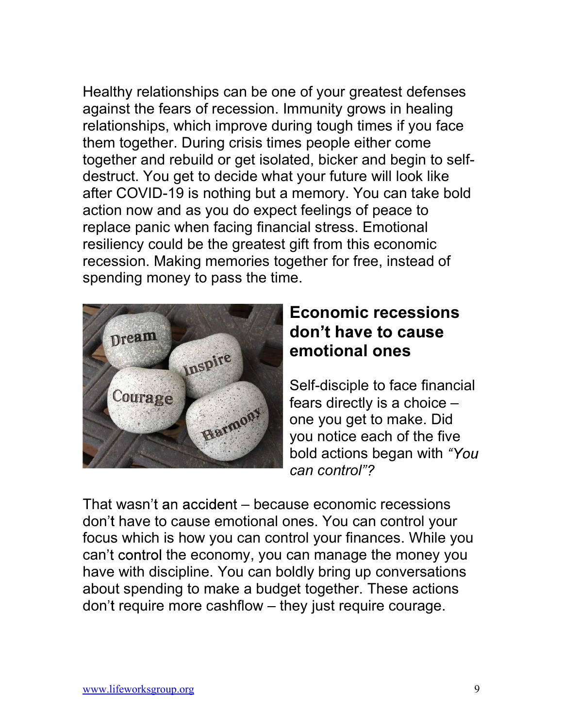Healthy relationships can be one of your greatest defenses against the fears of recession. Immunity grows in healing relationships, which improve during tough times if you face them together. During crisis times people either come together and rebuild or get isolated, bicker and begin to self-destruct. You get to decide what your future will look like after COVID-19 is nothing but a memory. You can take bold action now and as you do expect feelings of peace to replace panic when facing financial stress. Emotional resiliency could be the greatest gift from this economic recession. Making memories together for free, instead of spending money to pass the time.

## Economic recessions don't have to cause emotional ones

Self-disciple to face financial fears directly is a choice – one you get to make. Did you notice each of the five bold actions began with *"You can control"?*

That wasn't an accident – because economic recessions don't have to cause emotional ones. You can control your focus which is how you can control your finances. While you can't control the economy, you can manage the money you have with discipline. You can boldly bring up conversations about spending to make a budget together. These actions don't require more cashflow – they just require courage.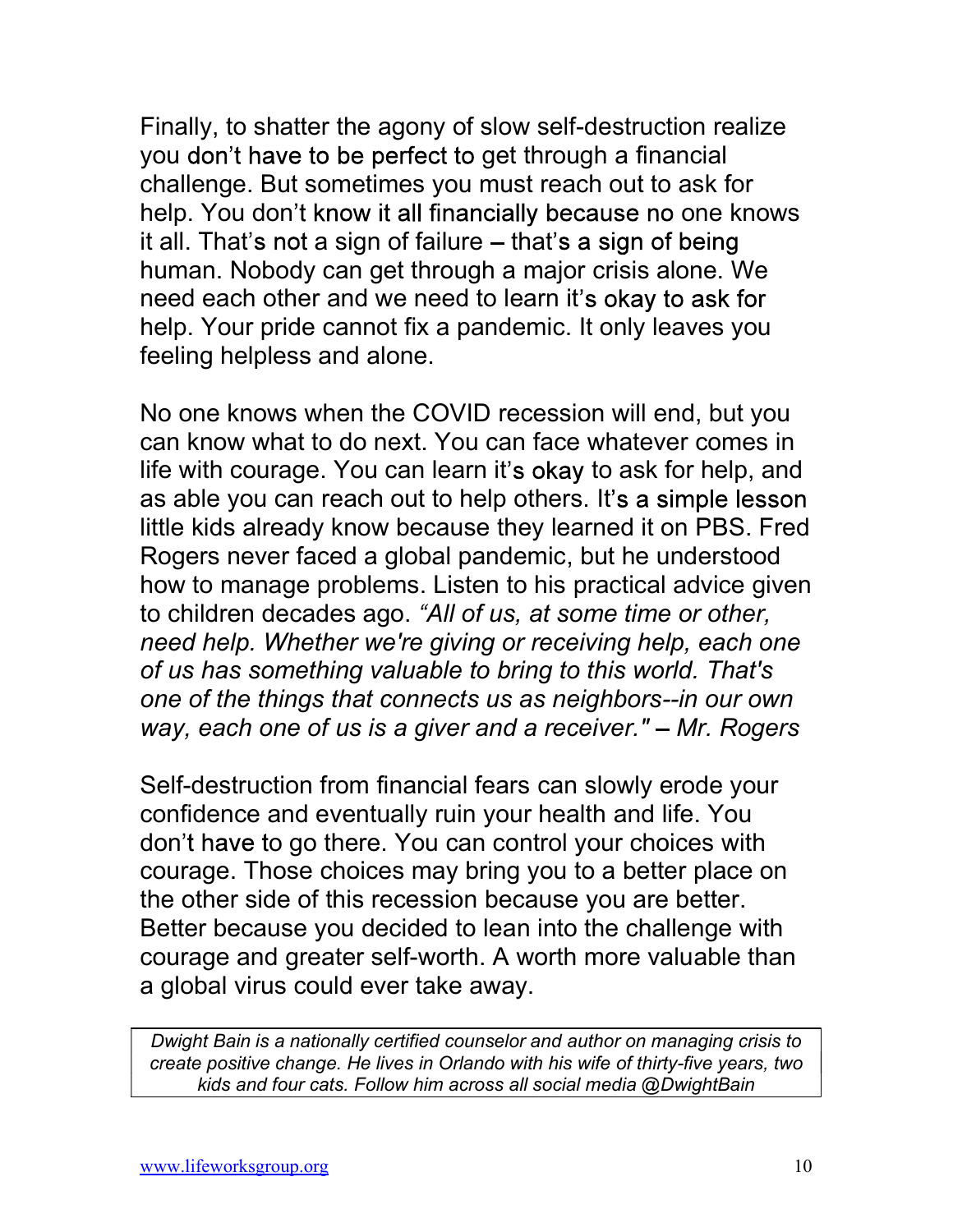Finally, to shatter the agony of slow self-destruction realize you don't have to be perfect to get through a financial challenge. But sometimes you must reach out to ask for help. You don't know it all financially because no one knows it all. That's not a sign of failure – that's a sign of being human. Nobody can get through a major crisis alone. We need each other and we need to learn it's okay to ask for help. Your pride cannot fix a pandemic. It only leaves you feeling helpless and alone.

No one knows when the COVID recession will end, but you can know what to do next. You can face whatever comes in life with courage. You can learn it's okay to ask for help, and as able you can reach out to help others. It's a simple lesson little kids already know because they learned it on PBS. Fred Rogers never faced a global pandemic, but he understood how to manage problems. Listen to his practical advice given to children decades ago. *"All of us, at some time or other, need help. Whether we're giving or receiving help, each one of us has something valuable to bring to this world. That's one of the things that connects us as neighbors--in our own way, each one of us is a giver and a receiver." – Mr. Rogers*

Self-destruction from financial fears can slowly erode your confidence and eventually ruin your health and life. You don't have to go there. You can control your choices with courage. Those choices may bring you to a better place on the other side of this recession because you are better. Better because you decided to lean into the challenge with courage and greater self-worth. A worth more valuable than a global virus could ever take away.

*Dwight Bain is a nationally certified counselor and author on managing crisis to create positive change. He lives in Orlando with his wife of thirty-five years, two kids and four cats. Follow him across all social media @DwightBain*

www.lifeworksgroup.org